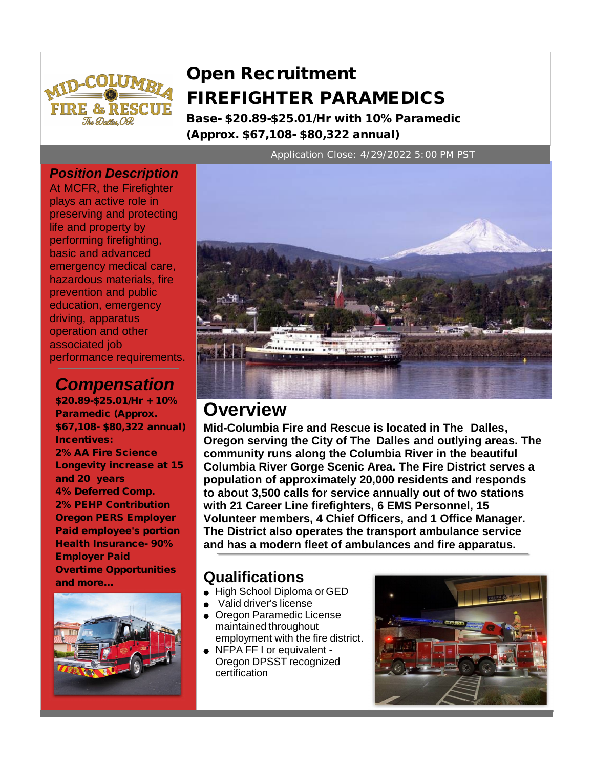MID-COLUMBIA FIRE & RESCUE
The Dalles, OR

# Open Recruitment
# FIREFIGHTER PARAMEDICS

**Base- $20.89-$25.01/Hr with 10% Paramedic (Approx. $67,108- $80,322 annual)**

Application Close: 4/29/2022 5:00 PM PST

## *Position Description*

At MCFR, the Firefighter plays an active role in preserving and protecting life and property by performing firefighting, basic and advanced emergency medical care, hazardous materials, fire prevention and public education, emergency driving, apparatus operation and other associated job performance requirements.

## *Compensation*

**$20.89-$25.01/Hr + 10% Paramedic (Approx. $67,108- $80,322 annual)**

**Incentives:**

**2% AA Fire Science**

**Longevity increase at 15 and 20 years**

**4% Deferred Comp.**

**2% PEHP Contribution**

**Oregon PERS Employer Paid employee's portion**

**Health Insurance- 90% Employer Paid**

**Overtime Opportunities and more...**

## Overview

**Mid-Columbia Fire and Rescue is located in The Dalles, Oregon serving the City of The Dalles and outlying areas. The community runs along the Columbia River in the beautiful Columbia River Gorge Scenic Area. The Fire District serves a population of approximately 20,000 residents and responds to about 3,500 calls for service annually out of two stations with 21 Career Line firefighters, 6 EMS Personnel, 15 Volunteer members, 4 Chief Officers, and 1 Office Manager. The District also operates the transport ambulance service and has a modern fleet of ambulances and fire apparatus.**

## Qualifications

- High School Diploma or GED
- Valid driver's license
- Oregon Paramedic License maintained throughout employment with the fire district.
- NFPA FF I or equivalent - Oregon DPSST recognized certification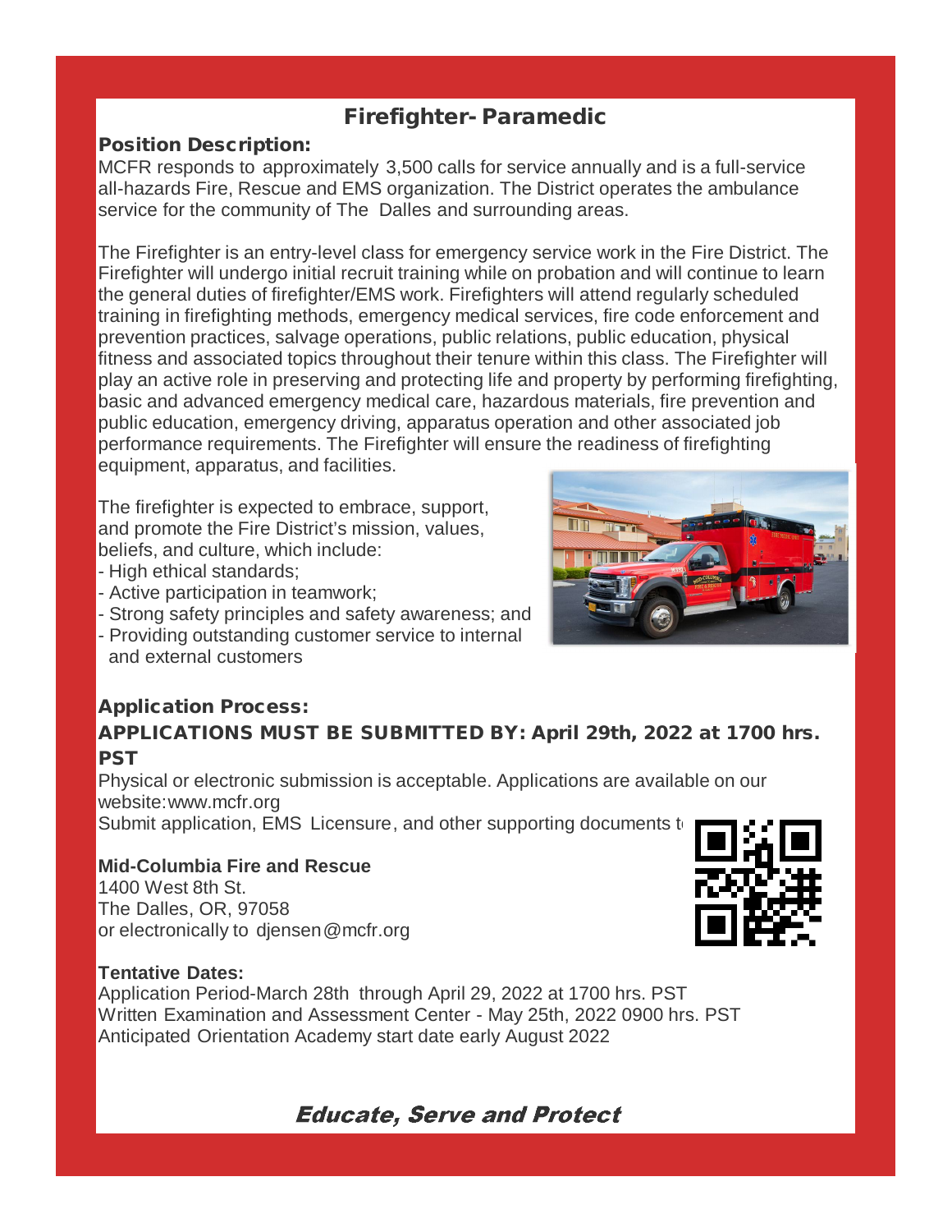# Firefighter- Paramedic

## Position Description:

MCFR responds to approximately 3,500 calls for service annually and is a full-service all-hazards Fire, Rescue and EMS organization. The District operates the ambulance service for the community of The Dalles and surrounding areas.

The Firefighter is an entry-level class for emergency service work in the Fire District. The Firefighter will undergo initial recruit training while on probation and will continue to learn the general duties of firefighter/EMS work. Firefighters will attend regularly scheduled training in firefighting methods, emergency medical services, fire code enforcement and prevention practices, salvage operations, public relations, public education, physical fitness and associated topics throughout their tenure within this class. The Firefighter will play an active role in preserving and protecting life and property by performing firefighting, basic and advanced emergency medical care, hazardous materials, fire prevention and public education, emergency driving, apparatus operation and other associated job performance requirements. The Firefighter will ensure the readiness of firefighting equipment, apparatus, and facilities.

The firefighter is expected to embrace, support, and promote the Fire District's mission, values, beliefs, and culture, which include:

- High ethical standards;
- Active participation in teamwork;
- Strong safety principles and safety awareness; and
- Providing outstanding customer service to internal and external customers

## Application Process:

**APPLICATIONS MUST BE SUBMITTED BY: April 29th, 2022 at 1700 hrs. PST**

Physical or electronic submission is acceptable. Applications are available on our website:www.mcfr.org

Submit application, EMS Licensure, and other supporting documents t

**Mid-Columbia Fire and Rescue**
1400 West 8th St.
The Dalles, OR, 97058
or electronically to djensen@mcfr.org

**Tentative Dates:**

Application Period-March 28th through April 29, 2022 at 1700 hrs. PST
Written Examination and Assessment Center - May 25th, 2022 0900 hrs. PST
Anticipated Orientation Academy start date early August 2022

***Educate, Serve and Protect***